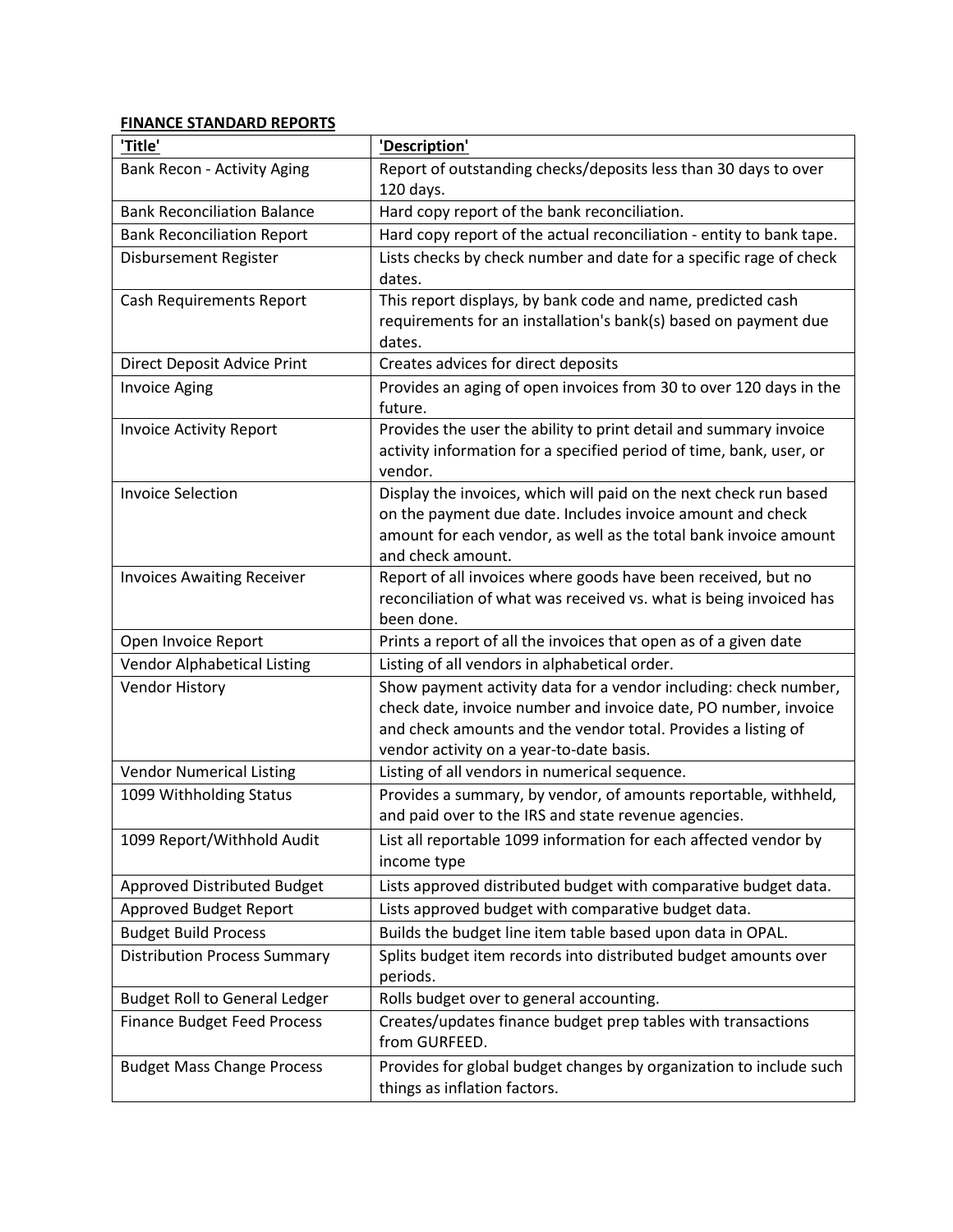**FINANCE STANDARD REPORTS**

| 'Title' | 'Description' |
|---|---|
| Bank Recon - Activity Aging | Report of outstanding checks/deposits less than 30 days to over 120 days. |
| Bank Reconciliation Balance | Hard copy report of the bank reconciliation. |
| Bank Reconciliation Report | Hard copy report of the actual reconciliation - entity to bank tape. |
| Disbursement Register | Lists checks by check number and date for a specific rage of check dates. |
| Cash Requirements Report | This report displays, by bank code and name, predicted cash requirements for an installation's bank(s) based on payment due dates. |
| Direct Deposit Advice Print | Creates advices for direct deposits |
| Invoice Aging | Provides an aging of open invoices from 30 to over 120 days in the future. |
| Invoice Activity Report | Provides the user the ability to print detail and summary invoice activity information for a specified period of time, bank, user, or vendor. |
| Invoice Selection | Display the invoices, which will paid on the next check run based on the payment due date. Includes invoice amount and check amount for each vendor, as well as the total bank invoice amount and check amount. |
| Invoices Awaiting Receiver | Report of all invoices where goods have been received, but no reconciliation of what was received vs. what is being invoiced has been done. |
| Open Invoice Report | Prints a report of all the invoices that open as of a given date |
| Vendor Alphabetical Listing | Listing of all vendors in alphabetical order. |
| Vendor History | Show payment activity data for a vendor including: check number, check date, invoice number and invoice date, PO number, invoice and check amounts and the vendor total. Provides a listing of vendor activity on a year-to-date basis. |
| Vendor Numerical Listing | Listing of all vendors in numerical sequence. |
| 1099 Withholding Status | Provides a summary, by vendor, of amounts reportable, withheld, and paid over to the IRS and state revenue agencies. |
| 1099 Report/Withhold Audit | List all reportable 1099 information for each affected vendor by income type |
| Approved Distributed Budget | Lists approved distributed budget with comparative budget data. |
| Approved Budget Report | Lists approved budget with comparative budget data. |
| Budget Build Process | Builds the budget line item table based upon data in OPAL. |
| Distribution Process Summary | Splits budget item records into distributed budget amounts over periods. |
| Budget Roll to General Ledger | Rolls budget over to general accounting. |
| Finance Budget Feed Process | Creates/updates finance budget prep tables with transactions from GURFEED. |
| Budget Mass Change Process | Provides for global budget changes by organization to include such things as inflation factors. |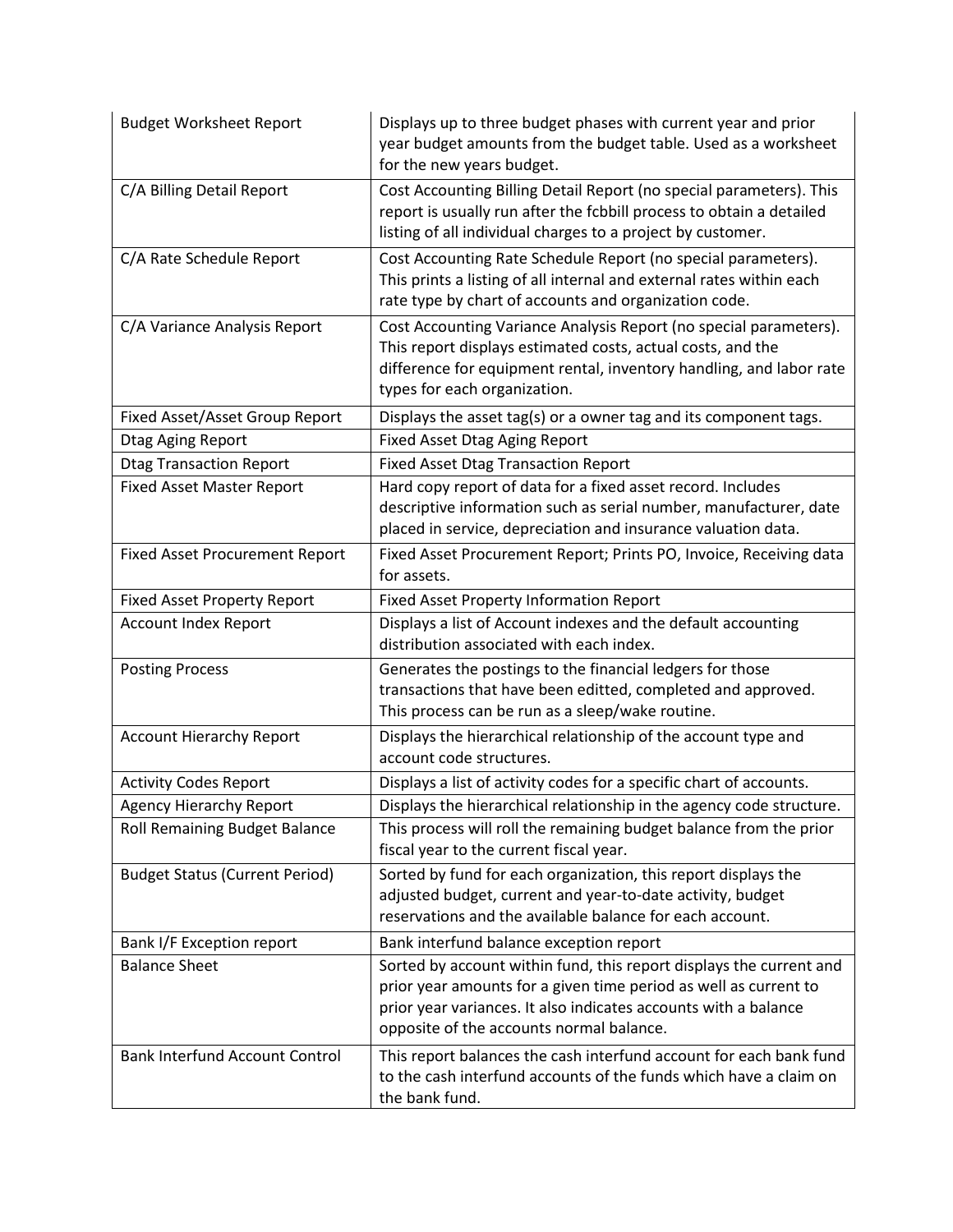| Budget Worksheet Report | Displays up to three budget phases with current year and prior year budget amounts from the budget table. Used as a worksheet for the new years budget. |
|---|---|
| C/A Billing Detail Report | Cost Accounting Billing Detail Report (no special parameters). This report is usually run after the fcbbill process to obtain a detailed listing of all individual charges to a project by customer. |
| C/A Rate Schedule Report | Cost Accounting Rate Schedule Report (no special parameters). This prints a listing of all internal and external rates within each rate type by chart of accounts and organization code. |
| C/A Variance Analysis Report | Cost Accounting Variance Analysis Report (no special parameters). This report displays estimated costs, actual costs, and the difference for equipment rental, inventory handling, and labor rate types for each organization. |
| Fixed Asset/Asset Group Report | Displays the asset tag(s) or a owner tag and its component tags. |
| Dtag Aging Report | Fixed Asset Dtag Aging Report |
| Dtag Transaction Report | Fixed Asset Dtag Transaction Report |
| Fixed Asset Master Report | Hard copy report of data for a fixed asset record. Includes descriptive information such as serial number, manufacturer, date placed in service, depreciation and insurance valuation data. |
| Fixed Asset Procurement Report | Fixed Asset Procurement Report; Prints PO, Invoice, Receiving data for assets. |
| Fixed Asset Property Report | Fixed Asset Property Information Report |
| Account Index Report | Displays a list of Account indexes and the default accounting distribution associated with each index. |
| Posting Process | Generates the postings to the financial ledgers for those transactions that have been editted, completed and approved. This process can be run as a sleep/wake routine. |
| Account Hierarchy Report | Displays the hierarchical relationship of the account type and account code structures. |
| Activity Codes Report | Displays a list of activity codes for a specific chart of accounts. |
| Agency Hierarchy Report | Displays the hierarchical relationship in the agency code structure. |
| Roll Remaining Budget Balance | This process will roll the remaining budget balance from the prior fiscal year to the current fiscal year. |
| Budget Status (Current Period) | Sorted by fund for each organization, this report displays the adjusted budget, current and year-to-date activity, budget reservations and the available balance for each account. |
| Bank I/F Exception report | Bank interfund balance exception report |
| Balance Sheet | Sorted by account within fund, this report displays the current and prior year amounts for a given time period as well as current to prior year variances. It also indicates accounts with a balance opposite of the accounts normal balance. |
| Bank Interfund Account Control | This report balances the cash interfund account for each bank fund to the cash interfund accounts of the funds which have a claim on the bank fund. |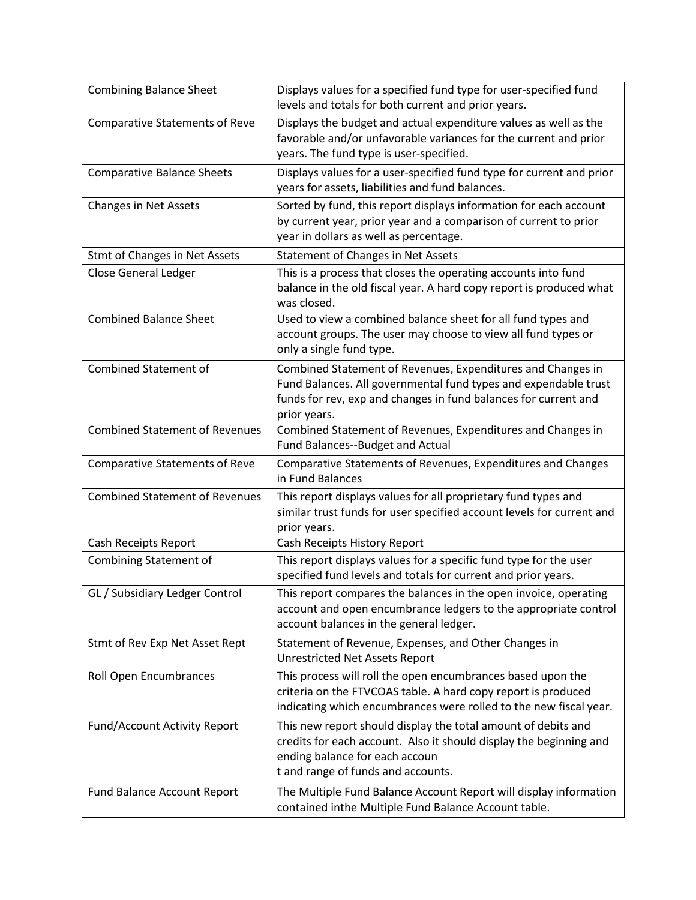| Combining Balance Sheet | Displays values for a specified fund type for user-specified fund levels and totals for both current and prior years. |
|---|---|
| Comparative Statements of Reve | Displays the budget and actual expenditure values as well as the favorable and/or unfavorable variances for the current and prior years. The fund type is user-specified. |
| Comparative Balance Sheets | Displays values for a user-specified fund type for current and prior years for assets, liabilities and fund balances. |
| Changes in Net Assets | Sorted by fund, this report displays information for each account by current year, prior year and a comparison of current to prior year in dollars as well as percentage. |
| Stmt of Changes in Net Assets | Statement of Changes in Net Assets |
| Close General Ledger | This is a process that closes the operating accounts into fund balance in the old fiscal year. A hard copy report is produced what was closed. |
| Combined Balance Sheet | Used to view a combined balance sheet for all fund types and account groups. The user may choose to view all fund types or only a single fund type. |
| Combined Statement of | Combined Statement of Revenues, Expenditures and Changes in Fund Balances. All governmental fund types and expendable trust funds for rev, exp and changes in fund balances for current and prior years. |
| Combined Statement of Revenues | Combined Statement of Revenues, Expenditures and Changes in Fund Balances--Budget and Actual |
| Comparative Statements of Reve | Comparative Statements of Revenues, Expenditures and Changes in Fund Balances |
| Combined Statement of Revenues | This report displays values for all proprietary fund types and similar trust funds for user specified account levels for current and prior years. |
| Cash Receipts Report | Cash Receipts History Report |
| Combining Statement of | This report displays values for a specific fund type for the user specified fund levels and totals for current and prior years. |
| GL / Subsidiary Ledger Control | This report compares the balances in the open invoice, operating account and open encumbrance ledgers to the appropriate control account balances in the general ledger. |
| Stmt of Rev Exp Net Asset Rept | Statement of Revenue, Expenses, and Other Changes in Unrestricted Net Assets Report |
| Roll Open Encumbrances | This process will roll the open encumbrances based upon the criteria on the FTVCOAS table. A hard copy report is produced indicating which encumbrances were rolled to the new fiscal year. |
| Fund/Account Activity Report | This new report should display the total amount of debits and credits for each account. Also it should display the beginning and ending balance for each accoun t and range of funds and accounts. |
| Fund Balance Account Report | The Multiple Fund Balance Account Report will display information contained inthe Multiple Fund Balance Account table. |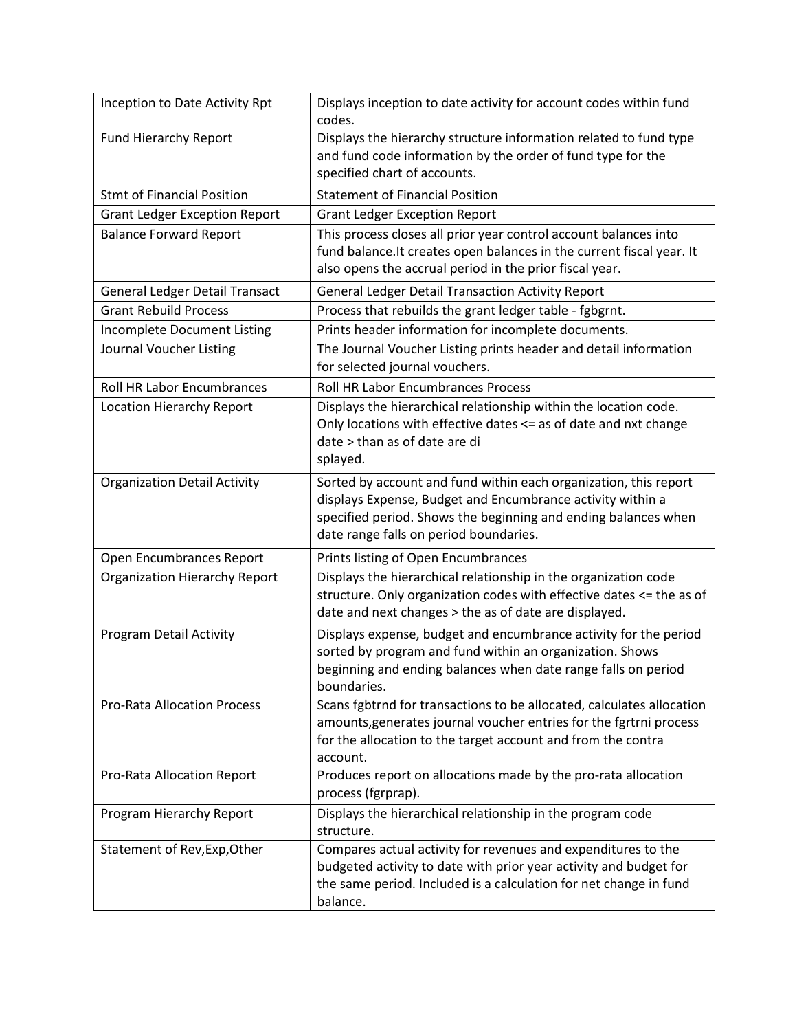| Inception to Date Activity Rpt | Displays inception to date activity for account codes within fund codes. |
|---|---|
| Fund Hierarchy Report | Displays the hierarchy structure information related to fund type and fund code information by the order of fund type for the specified chart of accounts. |
| Stmt of Financial Position | Statement of Financial Position |
| Grant Ledger Exception Report | Grant Ledger Exception Report |
| Balance Forward Report | This process closes all prior year control account balances into fund balance.It creates open balances in the current fiscal year. It also opens the accrual period in the prior fiscal year. |
| General Ledger Detail Transact | General Ledger Detail Transaction Activity Report |
| Grant Rebuild Process | Process that rebuilds the grant ledger table - fgbgrnt. |
| Incomplete Document Listing | Prints header information for incomplete documents. |
| Journal Voucher Listing | The Journal Voucher Listing prints header and detail information for selected journal vouchers. |
| Roll HR Labor Encumbrances | Roll HR Labor Encumbrances Process |
| Location Hierarchy Report | Displays the hierarchical relationship within the location code. Only locations with effective dates <= as of date and nxt change date > than as of date are di splayed. |
| Organization Detail Activity | Sorted by account and fund within each organization, this report displays Expense, Budget and Encumbrance activity within a specified period. Shows the beginning and ending balances when date range falls on period boundaries. |
| Open Encumbrances Report | Prints listing of Open Encumbrances |
| Organization Hierarchy Report | Displays the hierarchical relationship in the organization code structure. Only organization codes with effective dates <= the as of date and next changes > the as of date are displayed. |
| Program Detail Activity | Displays expense, budget and encumbrance activity for the period sorted by program and fund within an organization. Shows beginning and ending balances when date range falls on period boundaries. |
| Pro-Rata Allocation Process | Scans fgbtrnd for transactions to be allocated, calculates allocation amounts,generates journal voucher entries for the fgrtrni process for the allocation to the target account and from the contra account. |
| Pro-Rata Allocation Report | Produces report on allocations made by the pro-rata allocation process (fgrprap). |
| Program Hierarchy Report | Displays the hierarchical relationship in the program code structure. |
| Statement of Rev,Exp,Other | Compares actual activity for revenues and expenditures to the budgeted activity to date with prior year activity and budget for the same period. Included is a calculation for net change in fund balance. |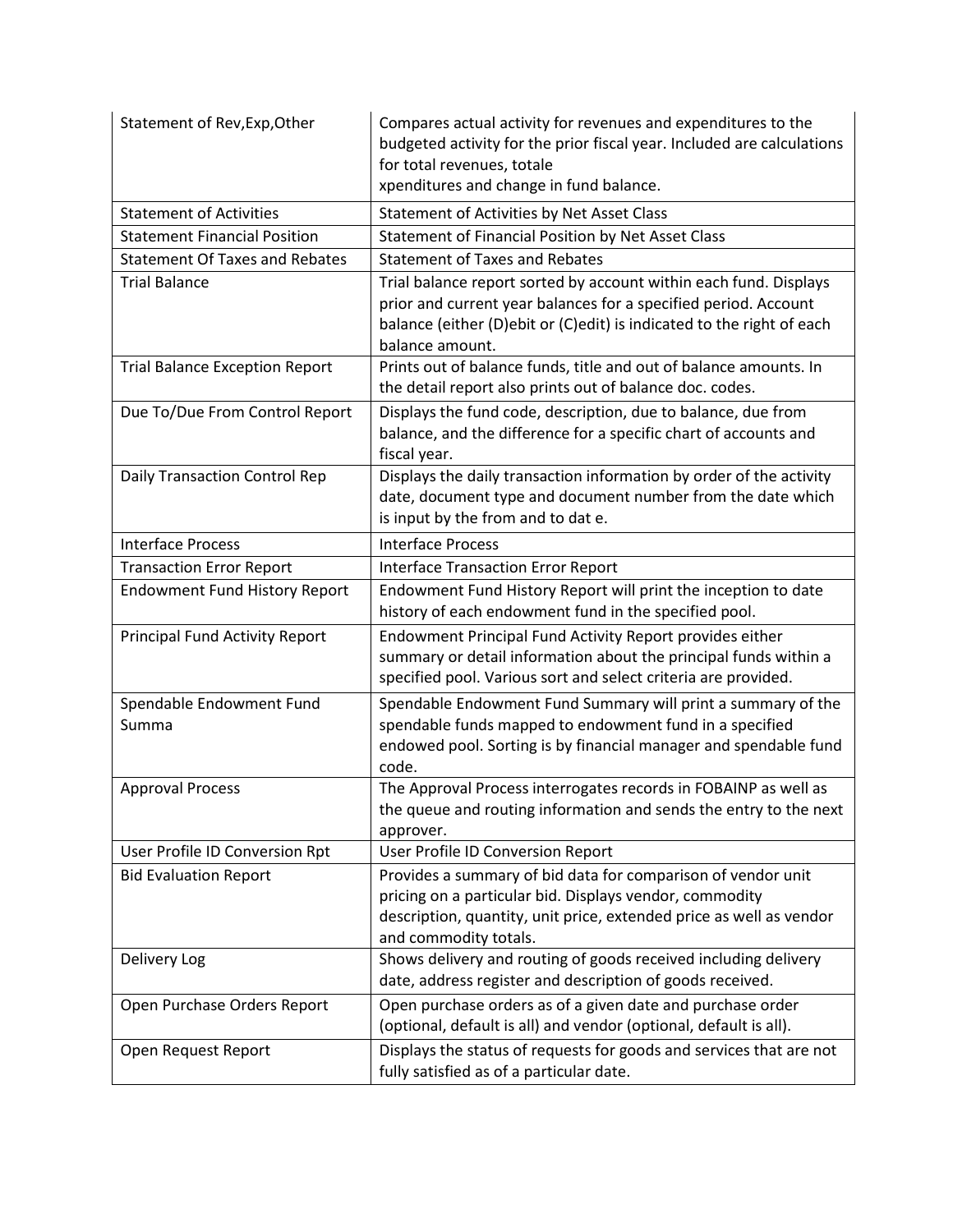| Statement of Rev,Exp,Other | Compares actual activity for revenues and expenditures to the budgeted activity for the prior fiscal year. Included are calculations for total revenues, totale xpenditures and change in fund balance. |
|---|---|
| Statement of Activities | Statement of Activities by Net Asset Class |
| Statement Financial Position | Statement of Financial Position by Net Asset Class |
| Statement Of Taxes and Rebates | Statement of Taxes and Rebates |
| Trial Balance | Trial balance report sorted by account within each fund. Displays prior and current year balances for a specified period. Account balance (either (D)ebit or (C)edit) is indicated to the right of each balance amount. |
| Trial Balance Exception Report | Prints out of balance funds, title and out of balance amounts. In the detail report also prints out of balance doc. codes. |
| Due To/Due From Control Report | Displays the fund code, description, due to balance, due from balance, and the difference for a specific chart of accounts and fiscal year. |
| Daily Transaction Control Rep | Displays the daily transaction information by order of the activity date, document type and document number from the date which is input by the from and to dat e. |
| Interface Process | Interface Process |
| Transaction Error Report | Interface Transaction Error Report |
| Endowment Fund History Report | Endowment Fund History Report will print the inception to date history of each endowment fund in the specified pool. |
| Principal Fund Activity Report | Endowment Principal Fund Activity Report provides either summary or detail information about the principal funds within a specified pool. Various sort and select criteria are provided. |
| Spendable Endowment Fund Summa | Spendable Endowment Fund Summary will print a summary of the spendable funds mapped to endowment fund in a specified endowed pool. Sorting is by financial manager and spendable fund code. |
| Approval Process | The Approval Process interrogates records in FOBAINP as well as the queue and routing information and sends the entry to the next approver. |
| User Profile ID Conversion Rpt | User Profile ID Conversion Report |
| Bid Evaluation Report | Provides a summary of bid data for comparison of vendor unit pricing on a particular bid. Displays vendor, commodity description, quantity, unit price, extended price as well as vendor and commodity totals. |
| Delivery Log | Shows delivery and routing of goods received including delivery date, address register and description of goods received. |
| Open Purchase Orders Report | Open purchase orders as of a given date and purchase order (optional, default is all) and vendor (optional, default is all). |
| Open Request Report | Displays the status of requests for goods and services that are not fully satisfied as of a particular date. |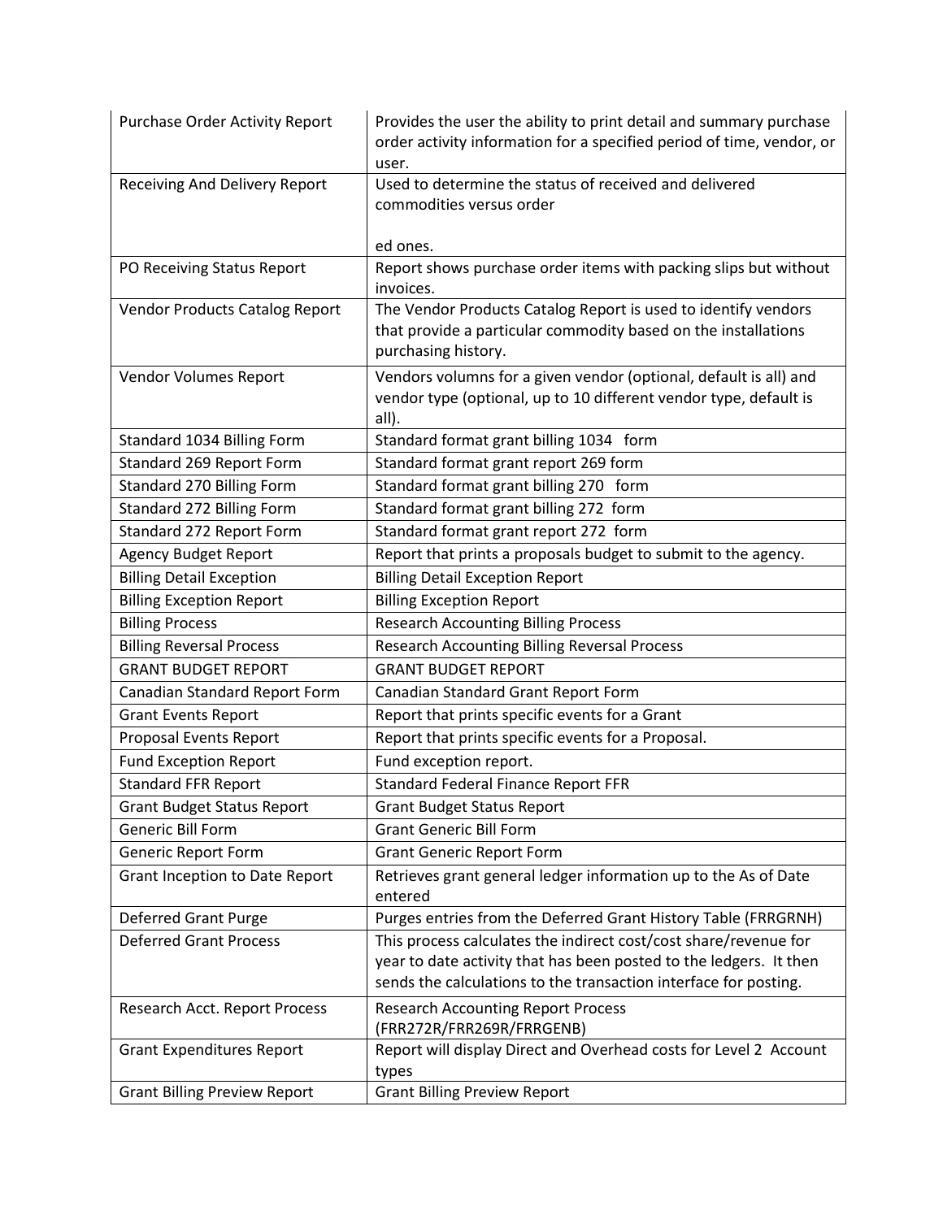| Purchase Order Activity Report | Provides the user the ability to print detail and summary purchase order activity information for a specified period of time, vendor, or user. |
|---|---|
| Receiving And Delivery Report | Used to determine the status of received and delivered commodities versus order<br><br>ed ones. |
| PO Receiving Status Report | Report shows purchase order items with packing slips but without invoices. |
| Vendor Products Catalog Report | The Vendor Products Catalog Report is used to identify vendors that provide a particular commodity based on the installations purchasing history. |
| Vendor Volumes Report | Vendors volumns for a given vendor (optional, default is all) and vendor type (optional, up to 10 different vendor type, default is all). |
| Standard 1034 Billing Form | Standard format grant billing 1034 form |
| Standard 269 Report Form | Standard format grant report 269 form |
| Standard 270 Billing Form | Standard format grant billing 270 form |
| Standard 272 Billing Form | Standard format grant billing 272 form |
| Standard 272 Report Form | Standard format grant report 272 form |
| Agency Budget Report | Report that prints a proposals budget to submit to the agency. |
| Billing Detail Exception | Billing Detail Exception Report |
| Billing Exception Report | Billing Exception Report |
| Billing Process | Research Accounting Billing Process |
| Billing Reversal Process | Research Accounting Billing Reversal Process |
| GRANT BUDGET REPORT | GRANT BUDGET REPORT |
| Canadian Standard Report Form | Canadian Standard Grant Report Form |
| Grant Events Report | Report that prints specific events for a Grant |
| Proposal Events Report | Report that prints specific events for a Proposal. |
| Fund Exception Report | Fund exception report. |
| Standard FFR Report | Standard Federal Finance Report FFR |
| Grant Budget Status Report | Grant Budget Status Report |
| Generic Bill Form | Grant Generic Bill Form |
| Generic Report Form | Grant Generic Report Form |
| Grant Inception to Date Report | Retrieves grant general ledger information up to the As of Date entered |
| Deferred Grant Purge | Purges entries from the Deferred Grant History Table (FRRGRNH) |
| Deferred Grant Process | This process calculates the indirect cost/cost share/revenue for year to date activity that has been posted to the ledgers. It then sends the calculations to the transaction interface for posting. |
| Research Acct. Report Process | Research Accounting Report Process (FRR272R/FRR269R/FRRGENB) |
| Grant Expenditures Report | Report will display Direct and Overhead costs for Level 2 Account types |
| Grant Billing Preview Report | Grant Billing Preview Report |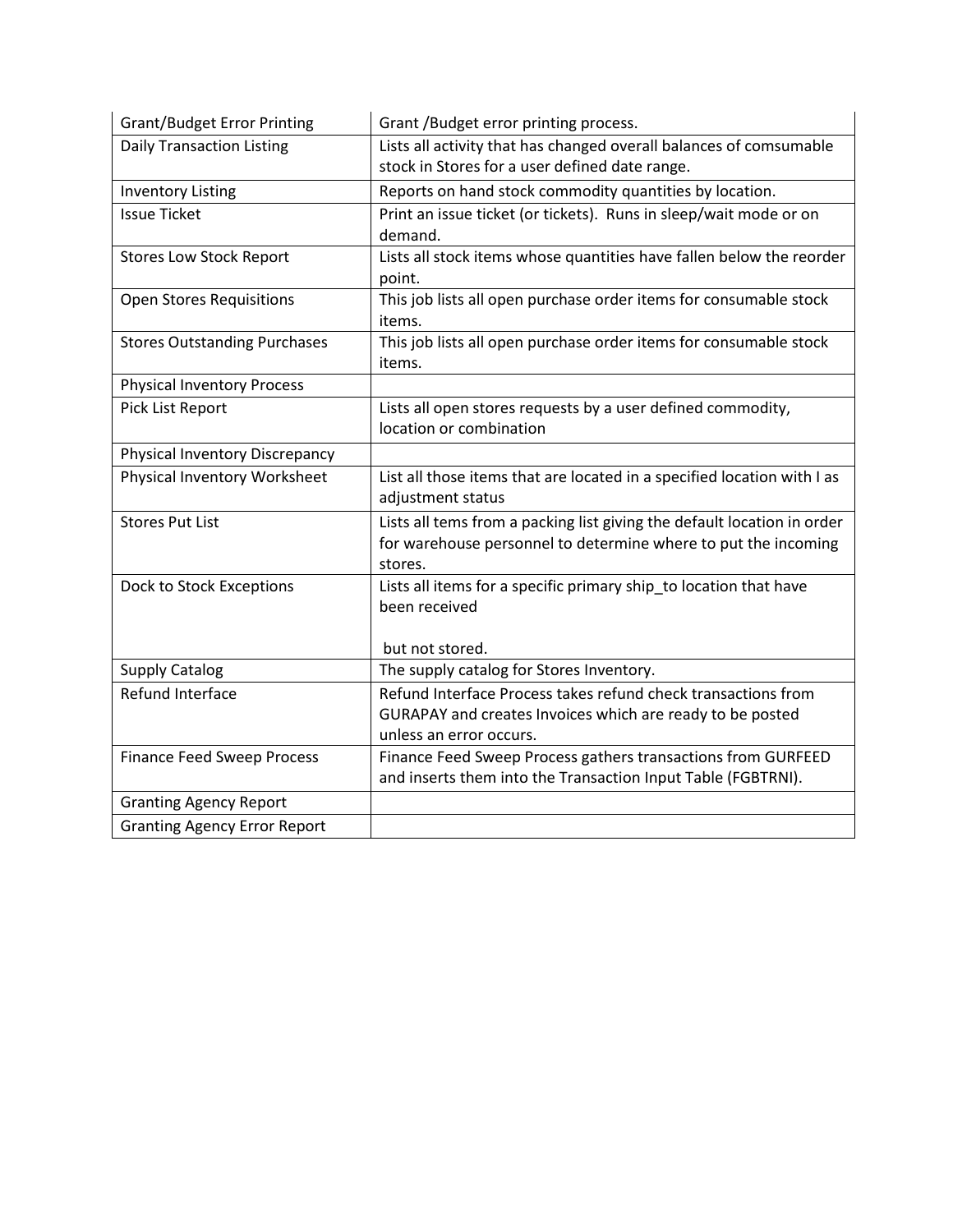| | |
|---|---|
| Grant/Budget Error Printing | Grant /Budget error printing process. |
| Daily Transaction Listing | Lists all activity that has changed overall balances of comsumable stock in Stores for a user defined date range. |
| Inventory Listing | Reports on hand stock commodity quantities by location. |
| Issue Ticket | Print an issue ticket (or tickets). Runs in sleep/wait mode or on demand. |
| Stores Low Stock Report | Lists all stock items whose quantities have fallen below the reorder point. |
| Open Stores Requisitions | This job lists all open purchase order items for consumable stock items. |
| Stores Outstanding Purchases | This job lists all open purchase order items for consumable stock items. |
| Physical Inventory Process | |
| Pick List Report | Lists all open stores requests by a user defined commodity, location or combination |
| Physical Inventory Discrepancy | |
| Physical Inventory Worksheet | List all those items that are located in a specified location with I as adjustment status |
| Stores Put List | Lists all tems from a packing list giving the default location in order for warehouse personnel to determine where to put the incoming stores. |
| Dock to Stock Exceptions | Lists all items for a specific primary ship_to location that have been received but not stored. |
| Supply Catalog | The supply catalog for Stores Inventory. |
| Refund Interface | Refund Interface Process takes refund check transactions from GURAPAY and creates Invoices which are ready to be posted unless an error occurs. |
| Finance Feed Sweep Process | Finance Feed Sweep Process gathers transactions from GURFEED and inserts them into the Transaction Input Table (FGBTRNI). |
| Granting Agency Report | |
| Granting Agency Error Report | |